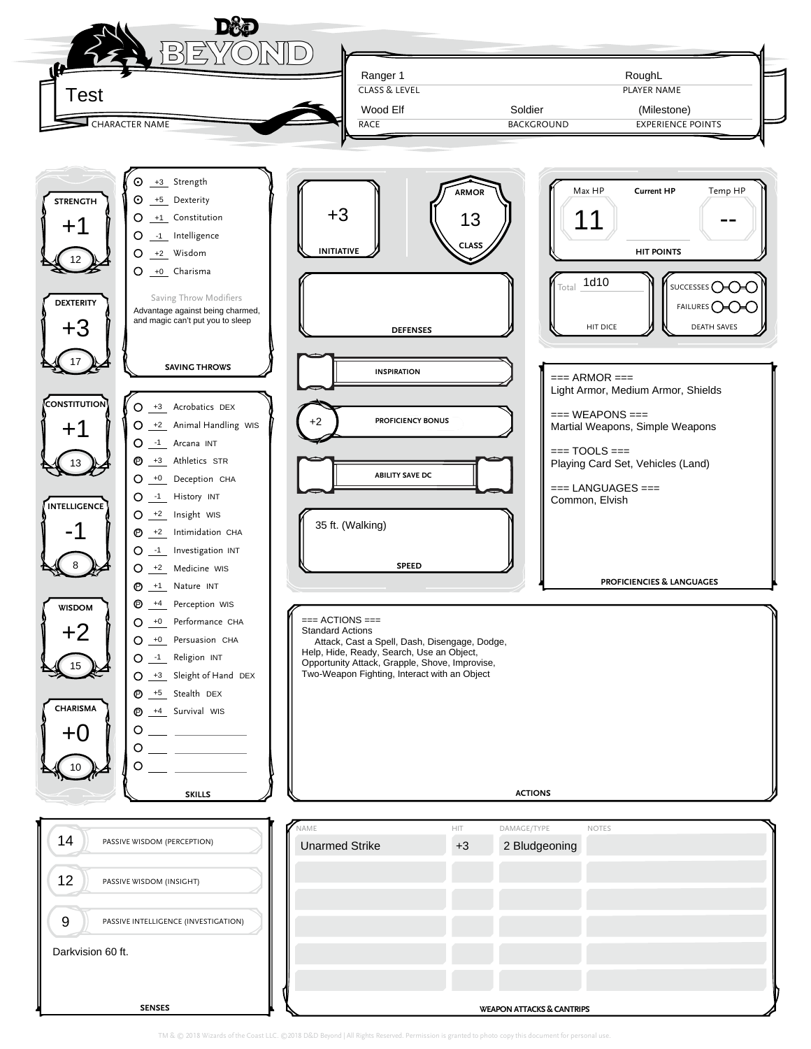# Test

**CHARACTER NAME**

| CLASS & LEVEL | PLAYER NAME |
| --- | --- |
| Ranger 1 | RoughL |

| RACE | BACKGROUND | EXPERIENCE POINTS |
| --- | --- | --- |
| Wood Elf | Soldier | (Milestone) |

## Ability Scores

| Ability | Modifier | Score |
| --- | --- | --- |
| STRENGTH | +1 | 12 |
| DEXTERITY | +3 | 17 |
| CONSTITUTION | +1 | 13 |
| INTELLIGENCE | -1 | 8 |
| WISDOM | +2 | 15 |
| CHARISMA | +0 | 10 |

## SAVING THROWS

| Proficient | Modifier | Save |
| --- | --- | --- |
| ● | +3 | Strength |
| ● | +5 | Dexterity |
| ○ | +1 | Constitution |
| ○ | -1 | Intelligence |
| ○ | +2 | Wisdom |
| ○ | +0 | Charisma |

Saving Throw Modifiers

Advantage against being charmed, and magic can't put you to sleep

## SKILLS

| Proficient | Modifier | Skill |
| --- | --- | --- |
| ○ | +3 | Acrobatics DEX |
| ○ | +2 | Animal Handling WIS |
| ○ | -1 | Arcana INT |
| P | +3 | Athletics STR |
| ○ | +0 | Deception CHA |
| ○ | -1 | History INT |
| ○ | +2 | Insight WIS |
| P | +2 | Intimidation CHA |
| ○ | -1 | Investigation INT |
| ○ | +2 | Medicine WIS |
| P | +1 | Nature INT |
| P | +4 | Perception WIS |
| ○ | +0 | Performance CHA |
| ○ | +0 | Persuasion CHA |
| ○ | -1 | Religion INT |
| ○ | +3 | Sleight of Hand DEX |
| P | +5 | Stealth DEX |
| P | +4 | Survival WIS |

## Combat

- **INITIATIVE:** +3
- **ARMOR CLASS:** 13
- **DEFENSES:**
- **INSPIRATION:**
- **PROFICIENCY BONUS:** +2
- **ABILITY SAVE DC:**
- **SPEED:** 35 ft. (Walking)

## HIT POINTS

| Max HP | Current HP | Temp HP |
| --- | --- | --- |
| 11 | | -- |

- **HIT DICE:** Total 1d10
- **DEATH SAVES:** SUCCESSES ○-○-○ / FAILURES ○-○-○

## PROFICIENCIES & LANGUAGES

=== ARMOR ===
Light Armor, Medium Armor, Shields

=== WEAPONS ===
Martial Weapons, Simple Weapons

=== TOOLS ===
Playing Card Set, Vehicles (Land)

=== LANGUAGES ===
Common, Elvish

## ACTIONS

=== ACTIONS ===
Standard Actions
Attack, Cast a Spell, Dash, Disengage, Dodge, Help, Hide, Ready, Search, Use an Object, Opportunity Attack, Grapple, Shove, Improvise, Two-Weapon Fighting, Interact with an Object

## SENSES

| Score | Sense |
| --- | --- |
| 14 | PASSIVE WISDOM (PERCEPTION) |
| 12 | PASSIVE WISDOM (INSIGHT) |
| 9 | PASSIVE INTELLIGENCE (INVESTIGATION) |

Darkvision 60 ft.

## WEAPON ATTACKS & CANTRIPS

| NAME | HIT | DAMAGE/TYPE | NOTES |
| --- | --- | --- | --- |
| Unarmed Strike | +3 | 2 Bludgeoning | |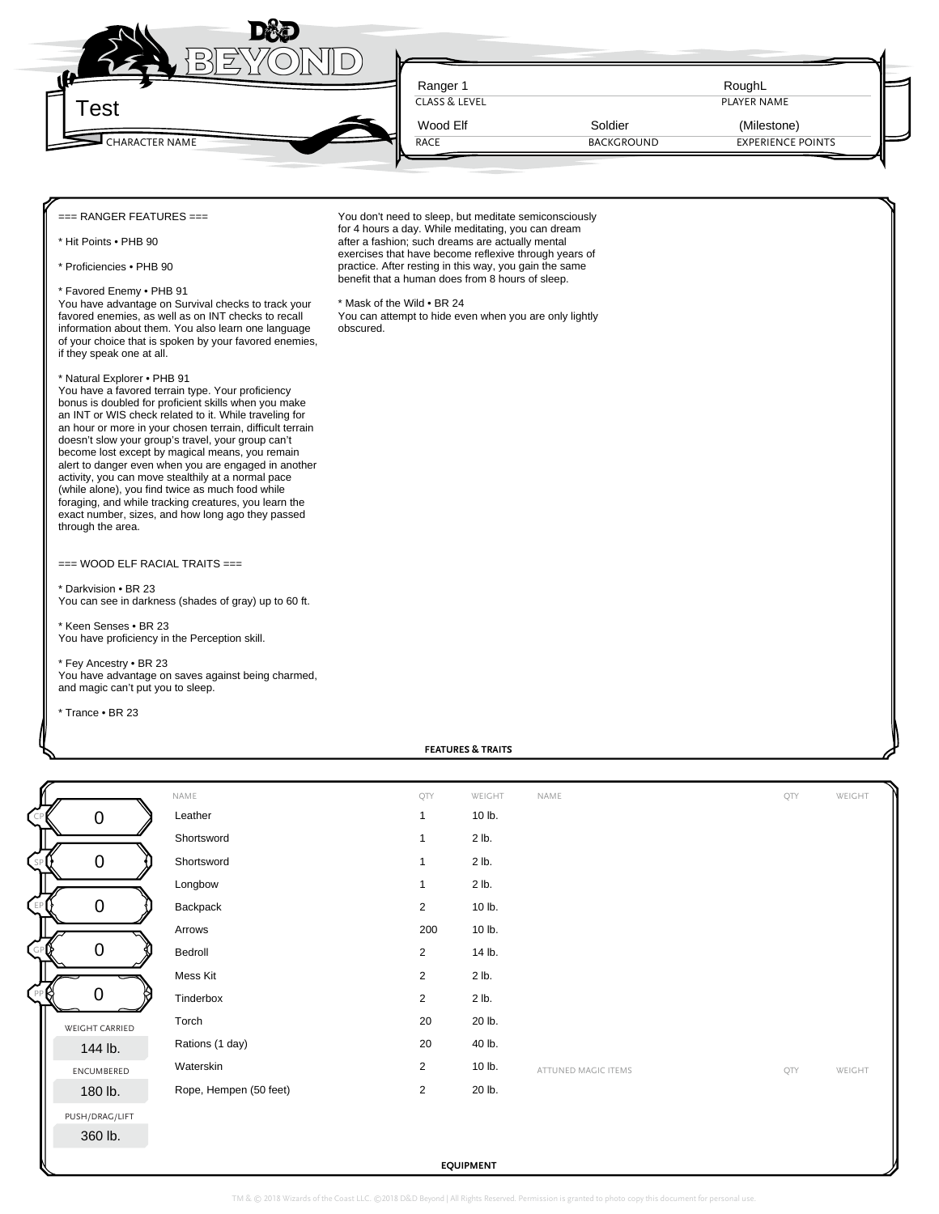Test

CHARACTER NAME

| Ranger 1 | | RoughL |
|---|---|---|
| CLASS & LEVEL | | PLAYER NAME |
| Wood Elf | Soldier | (Milestone) |
| RACE | BACKGROUND | EXPERIENCE POINTS |

=== RANGER FEATURES ===

* Hit Points • PHB 90

* Proficiencies • PHB 90

* Favored Enemy • PHB 91
You have advantage on Survival checks to track your favored enemies, as well as on INT checks to recall information about them. You also learn one language of your choice that is spoken by your favored enemies, if they speak one at all.

* Natural Explorer • PHB 91
You have a favored terrain type. Your proficiency bonus is doubled for proficient skills when you make an INT or WIS check related to it. While traveling for an hour or more in your chosen terrain, difficult terrain doesn't slow your group's travel, your group can't become lost except by magical means, you remain alert to danger even when you are engaged in another activity, you can move stealthily at a normal pace (while alone), you find twice as much food while foraging, and while tracking creatures, you learn the exact number, sizes, and how long ago they passed through the area.

=== WOOD ELF RACIAL TRAITS ===

* Darkvision • BR 23
You can see in darkness (shades of gray) up to 60 ft.

* Keen Senses • BR 23
You have proficiency in the Perception skill.

* Fey Ancestry • BR 23
You have advantage on saves against being charmed, and magic can't put you to sleep.

* Trance • BR 23
You don't need to sleep, but meditate semiconsciously for 4 hours a day. While meditating, you can dream after a fashion; such dreams are actually mental exercises that have become reflexive through years of practice. After resting in this way, you gain the same benefit that a human does from 8 hours of sleep.

* Mask of the Wild • BR 24
You can attempt to hide even when you are only lightly obscured.

FEATURES & TRAITS

| Currency | Amount |
|---|---|
| CP | 0 |
| SP | 0 |
| EP | 0 |
| GP | 0 |
| PP | 0 |

WEIGHT CARRIED: 144 lb.

ENCUMBERED: 180 lb.

PUSH/DRAG/LIFT: 360 lb.

| NAME | QTY | WEIGHT |
|---|---|---|
| Leather | 1 | 10 lb. |
| Shortsword | 1 | 2 lb. |
| Shortsword | 1 | 2 lb. |
| Longbow | 1 | 2 lb. |
| Backpack | 2 | 10 lb. |
| Arrows | 200 | 10 lb. |
| Bedroll | 2 | 14 lb. |
| Mess Kit | 2 | 2 lb. |
| Tinderbox | 2 | 2 lb. |
| Torch | 20 | 20 lb. |
| Rations (1 day) | 20 | 40 lb. |
| Waterskin | 2 | 10 lb. |
| Rope, Hempen (50 feet) | 2 | 20 lb. |

| NAME | QTY | WEIGHT |
|---|---|---|

| ATTUNED MAGIC ITEMS | QTY | WEIGHT |
|---|---|---|

EQUIPMENT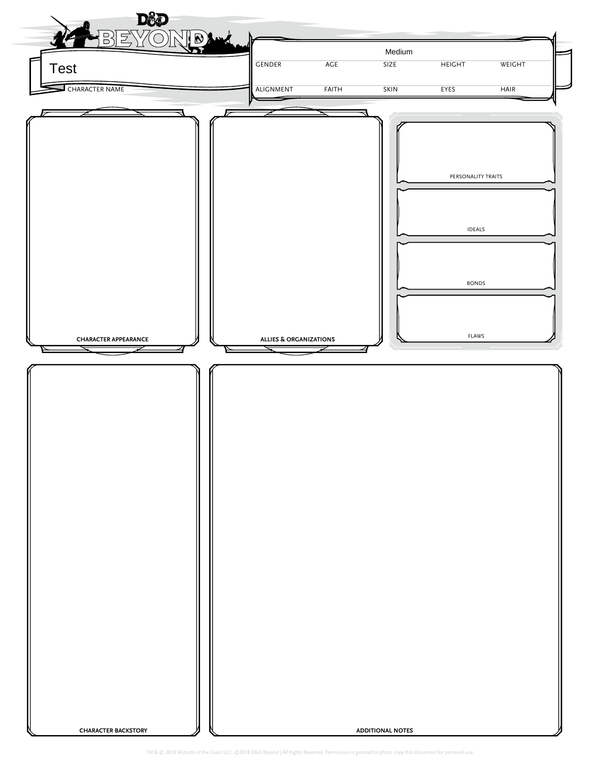Test

CHARACTER NAME

| GENDER | AGE | SIZE | HEIGHT | WEIGHT |
|---|---|---|---|---|
| | | Medium | | |
| ALIGNMENT | FAITH | SKIN | EYES | HAIR |
| | | | | |

**CHARACTER APPEARANCE**

**ALLIES & ORGANIZATIONS**

PERSONALITY TRAITS

IDEALS

BONDS

FLAWS

**CHARACTER BACKSTORY**

**ADDITIONAL NOTES**

TM & © 2018 Wizards of the Coast LLC. ©2018 D&D Beyond | All Rights Reserved. Permission is granted to photo copy this document for personal use.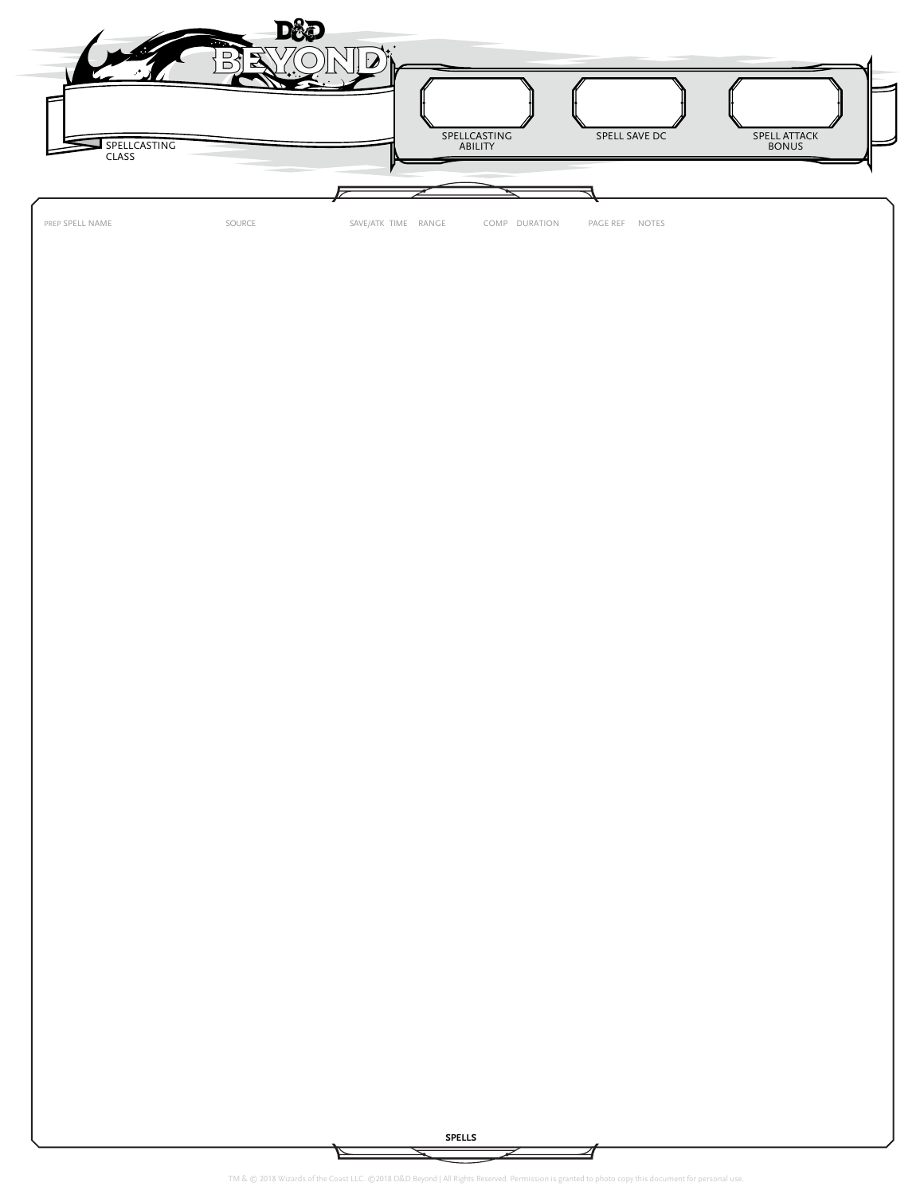D&D BEYOND

SPELLCASTING CLASS

SPELLCASTING ABILITY

SPELL SAVE DC

SPELL ATTACK BONUS

| PREP | SPELL NAME | SOURCE | SAVE/ATK | TIME | RANGE | COMP | DURATION | PAGE REF | NOTES |
| --- | --- | --- | --- | --- | --- | --- | --- | --- | --- |

**SPELLS**

TM & © 2018 Wizards of the Coast LLC. ©2018 D&D Beyond | All Rights Reserved. Permission is granted to photo copy this document for personal use.